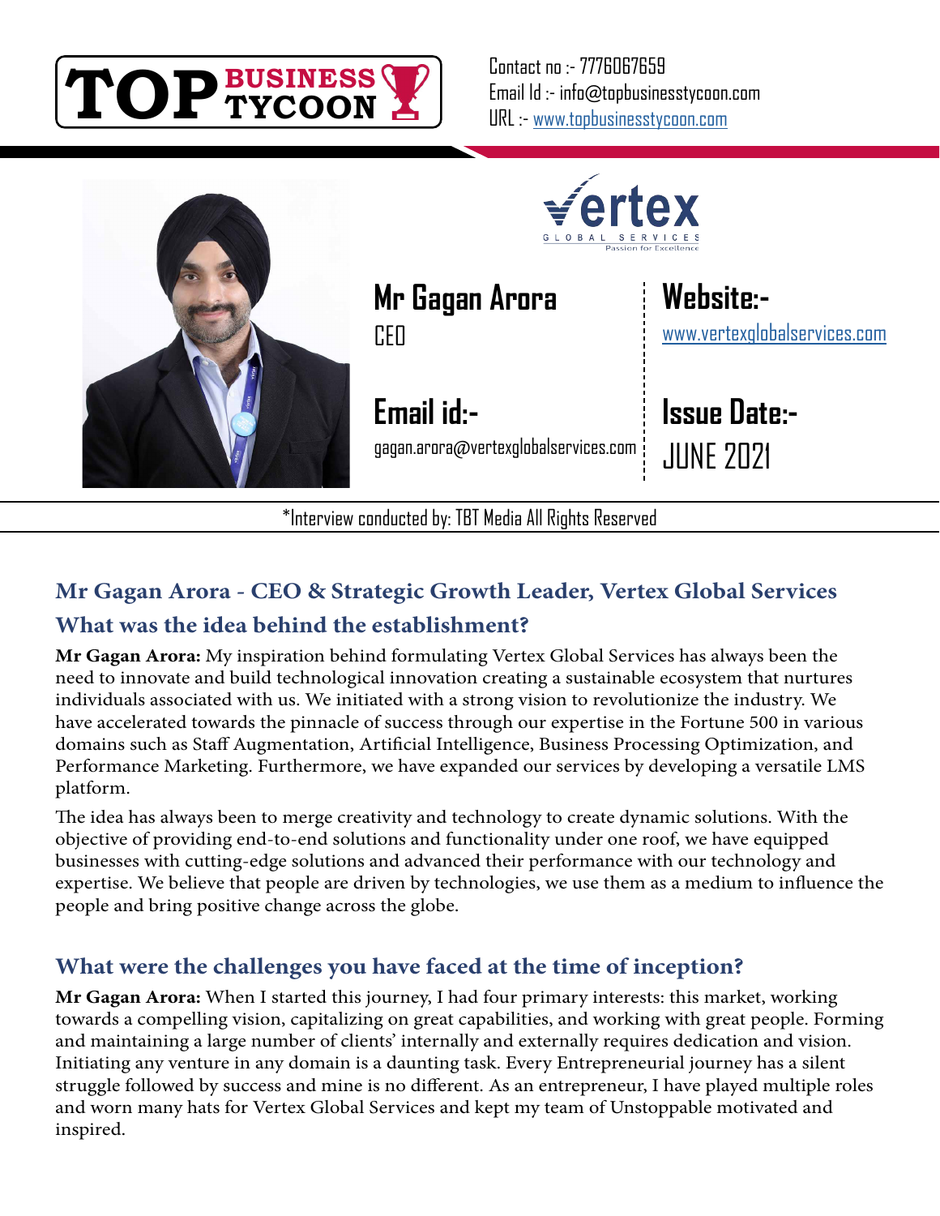Contact no :- 7776067659
Email Id :- info@topbusinesstycoon.com
URL :- www.topbusinesstycoon.com

## Mr Gagan Arora
CEO

## Website:-
www.vertexglobalservices.com

## Email id:-
gagan.arora@vertexglobalservices.com

## Issue Date:-
JUNE 2021

*Interview conducted by: TBT Media All Rights Reserved

## Mr Gagan Arora - CEO & Strategic Growth Leader, Vertex Global Services

### What was the idea behind the establishment?

**Mr Gagan Arora:** My inspiration behind formulating Vertex Global Services has always been the need to innovate and build technological innovation creating a sustainable ecosystem that nurtures individuals associated with us. We initiated with a strong vision to revolutionize the industry. We have accelerated towards the pinnacle of success through our expertise in the Fortune 500 in various domains such as Staff Augmentation, Artificial Intelligence, Business Processing Optimization, and Performance Marketing. Furthermore, we have expanded our services by developing a versatile LMS platform.

The idea has always been to merge creativity and technology to create dynamic solutions. With the objective of providing end-to-end solutions and functionality under one roof, we have equipped businesses with cutting-edge solutions and advanced their performance with our technology and expertise. We believe that people are driven by technologies, we use them as a medium to influence the people and bring positive change across the globe.

### What were the challenges you have faced at the time of inception?

**Mr Gagan Arora:** When I started this journey, I had four primary interests: this market, working towards a compelling vision, capitalizing on great capabilities, and working with great people. Forming and maintaining a large number of clients' internally and externally requires dedication and vision. Initiating any venture in any domain is a daunting task. Every Entrepreneurial journey has a silent struggle followed by success and mine is no different. As an entrepreneur, I have played multiple roles and worn many hats for Vertex Global Services and kept my team of Unstoppable motivated and inspired.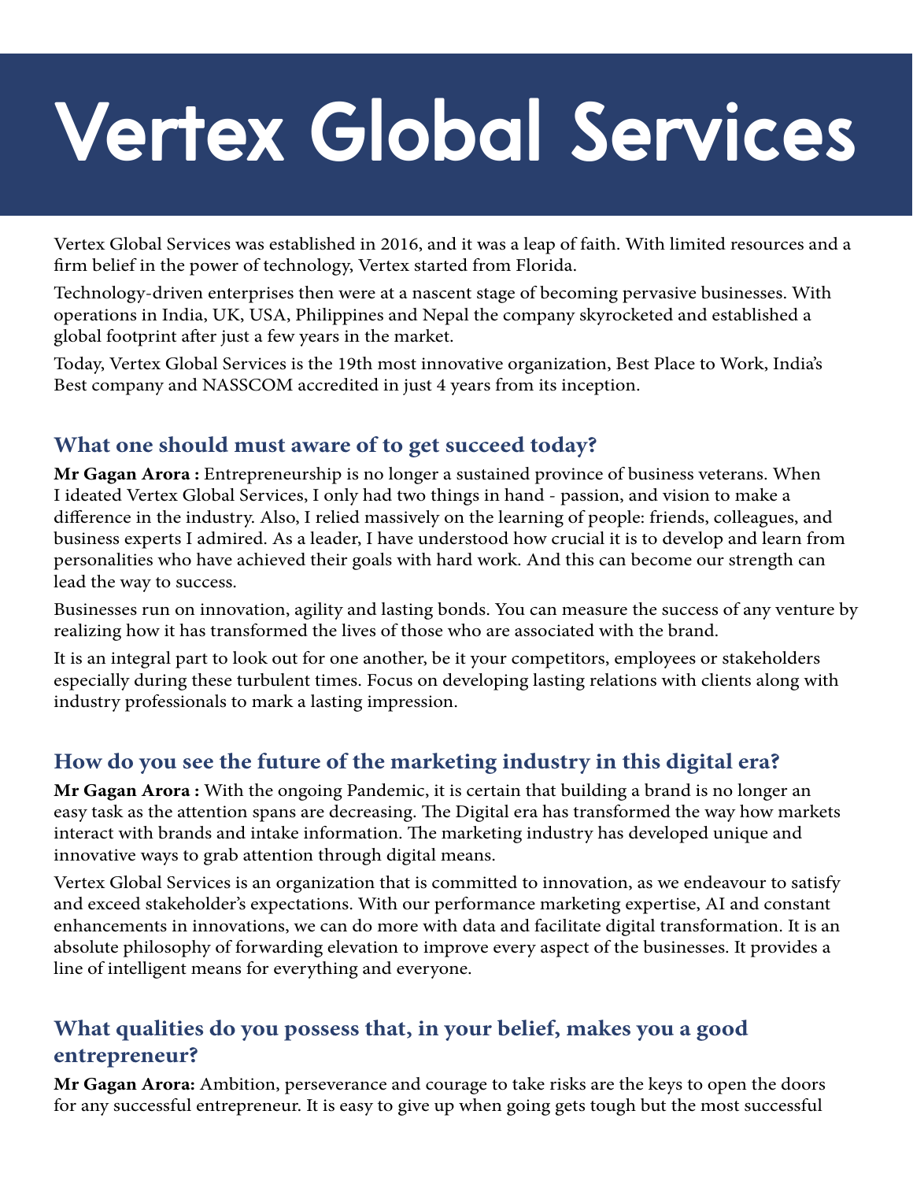# Vertex Global Services

Vertex Global Services was established in 2016, and it was a leap of faith. With limited resources and a firm belief in the power of technology, Vertex started from Florida.

Technology-driven enterprises then were at a nascent stage of becoming pervasive businesses. With operations in India, UK, USA, Philippines and Nepal the company skyrocketed and established a global footprint after just a few years in the market.

Today, Vertex Global Services is the 19th most innovative organization, Best Place to Work, India's Best company and NASSCOM accredited in just 4 years from its inception.

## What one should must aware of to get succeed today?

**Mr Gagan Arora :** Entrepreneurship is no longer a sustained province of business veterans. When I ideated Vertex Global Services, I only had two things in hand - passion, and vision to make a difference in the industry. Also, I relied massively on the learning of people: friends, colleagues, and business experts I admired. As a leader, I have understood how crucial it is to develop and learn from personalities who have achieved their goals with hard work. And this can become our strength can lead the way to success.

Businesses run on innovation, agility and lasting bonds. You can measure the success of any venture by realizing how it has transformed the lives of those who are associated with the brand.

It is an integral part to look out for one another, be it your competitors, employees or stakeholders especially during these turbulent times. Focus on developing lasting relations with clients along with industry professionals to mark a lasting impression.

## How do you see the future of the marketing industry in this digital era?

**Mr Gagan Arora :** With the ongoing Pandemic, it is certain that building a brand is no longer an easy task as the attention spans are decreasing. The Digital era has transformed the way how markets interact with brands and intake information. The marketing industry has developed unique and innovative ways to grab attention through digital means.

Vertex Global Services is an organization that is committed to innovation, as we endeavour to satisfy and exceed stakeholder's expectations. With our performance marketing expertise, AI and constant enhancements in innovations, we can do more with data and facilitate digital transformation. It is an absolute philosophy of forwarding elevation to improve every aspect of the businesses. It provides a line of intelligent means for everything and everyone.

## What qualities do you possess that, in your belief, makes you a good entrepreneur?

**Mr Gagan Arora:** Ambition, perseverance and courage to take risks are the keys to open the doors for any successful entrepreneur. It is easy to give up when going gets tough but the most successful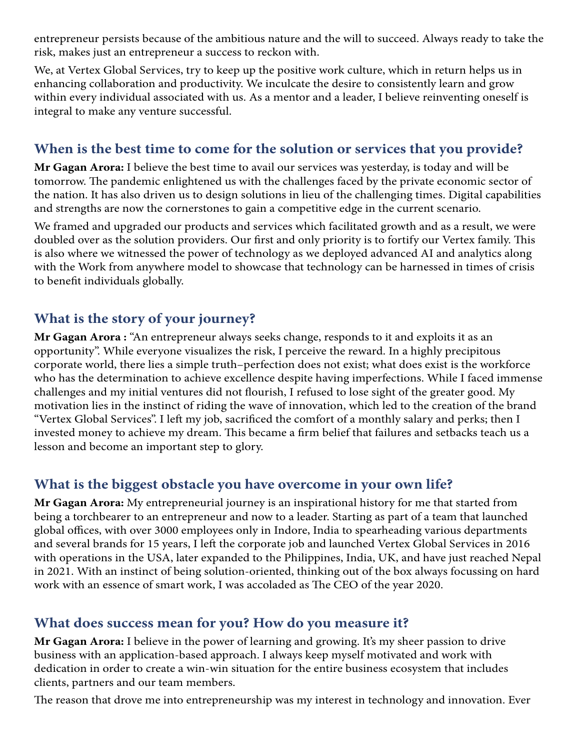entrepreneur persists because of the ambitious nature and the will to succeed. Always ready to take the risk, makes just an entrepreneur a success to reckon with.

We, at Vertex Global Services, try to keep up the positive work culture, which in return helps us in enhancing collaboration and productivity. We inculcate the desire to consistently learn and grow within every individual associated with us. As a mentor and a leader, I believe reinventing oneself is integral to make any venture successful.

## When is the best time to come for the solution or services that you provide?

**Mr Gagan Arora:** I believe the best time to avail our services was yesterday, is today and will be tomorrow. The pandemic enlightened us with the challenges faced by the private economic sector of the nation. It has also driven us to design solutions in lieu of the challenging times. Digital capabilities and strengths are now the cornerstones to gain a competitive edge in the current scenario.

We framed and upgraded our products and services which facilitated growth and as a result, we were doubled over as the solution providers. Our first and only priority is to fortify our Vertex family. This is also where we witnessed the power of technology as we deployed advanced AI and analytics along with the Work from anywhere model to showcase that technology can be harnessed in times of crisis to benefit individuals globally.

## What is the story of your journey?

**Mr Gagan Arora :** "An entrepreneur always seeks change, responds to it and exploits it as an opportunity". While everyone visualizes the risk, I perceive the reward. In a highly precipitous corporate world, there lies a simple truth–perfection does not exist; what does exist is the workforce who has the determination to achieve excellence despite having imperfections. While I faced immense challenges and my initial ventures did not flourish, I refused to lose sight of the greater good. My motivation lies in the instinct of riding the wave of innovation, which led to the creation of the brand "Vertex Global Services". I left my job, sacrificed the comfort of a monthly salary and perks; then I invested money to achieve my dream. This became a firm belief that failures and setbacks teach us a lesson and become an important step to glory.

## What is the biggest obstacle you have overcome in your own life?

**Mr Gagan Arora:** My entrepreneurial journey is an inspirational history for me that started from being a torchbearer to an entrepreneur and now to a leader. Starting as part of a team that launched global offices, with over 3000 employees only in Indore, India to spearheading various departments and several brands for 15 years, I left the corporate job and launched Vertex Global Services in 2016 with operations in the USA, later expanded to the Philippines, India, UK, and have just reached Nepal in 2021. With an instinct of being solution-oriented, thinking out of the box always focussing on hard work with an essence of smart work, I was accoladed as The CEO of the year 2020.

## What does success mean for you? How do you measure it?

**Mr Gagan Arora:** I believe in the power of learning and growing. It's my sheer passion to drive business with an application-based approach. I always keep myself motivated and work with dedication in order to create a win-win situation for the entire business ecosystem that includes clients, partners and our team members.

The reason that drove me into entrepreneurship was my interest in technology and innovation. Ever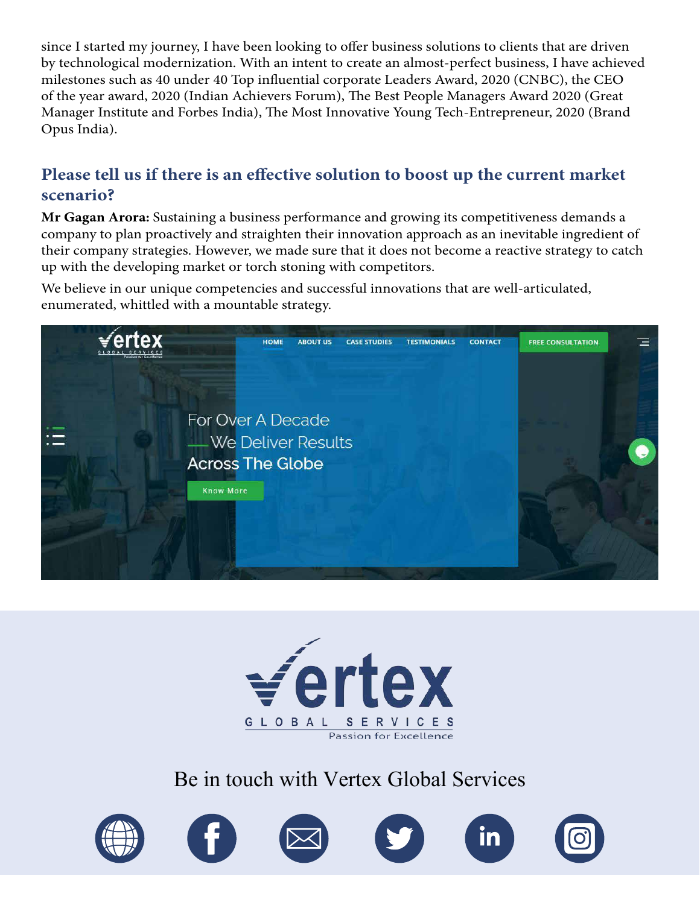since I started my journey, I have been looking to offer business solutions to clients that are driven by technological modernization. With an intent to create an almost-perfect business, I have achieved milestones such as 40 under 40 Top influential corporate Leaders Award, 2020 (CNBC), the CEO of the year award, 2020 (Indian Achievers Forum), The Best People Managers Award 2020 (Great Manager Institute and Forbes India), The Most Innovative Young Tech-Entrepreneur, 2020 (Brand Opus India).

## Please tell us if there is an effective solution to boost up the current market scenario?

**Mr Gagan Arora:** Sustaining a business performance and growing its competitiveness demands a company to plan proactively and straighten their innovation approach as an inevitable ingredient of their company strategies. However, we made sure that it does not become a reactive strategy to catch up with the developing market or torch stoning with competitors.

We believe in our unique competencies and successful innovations that are well-articulated, enumerated, whittled with a mountable strategy.

Be in touch with Vertex Global Services